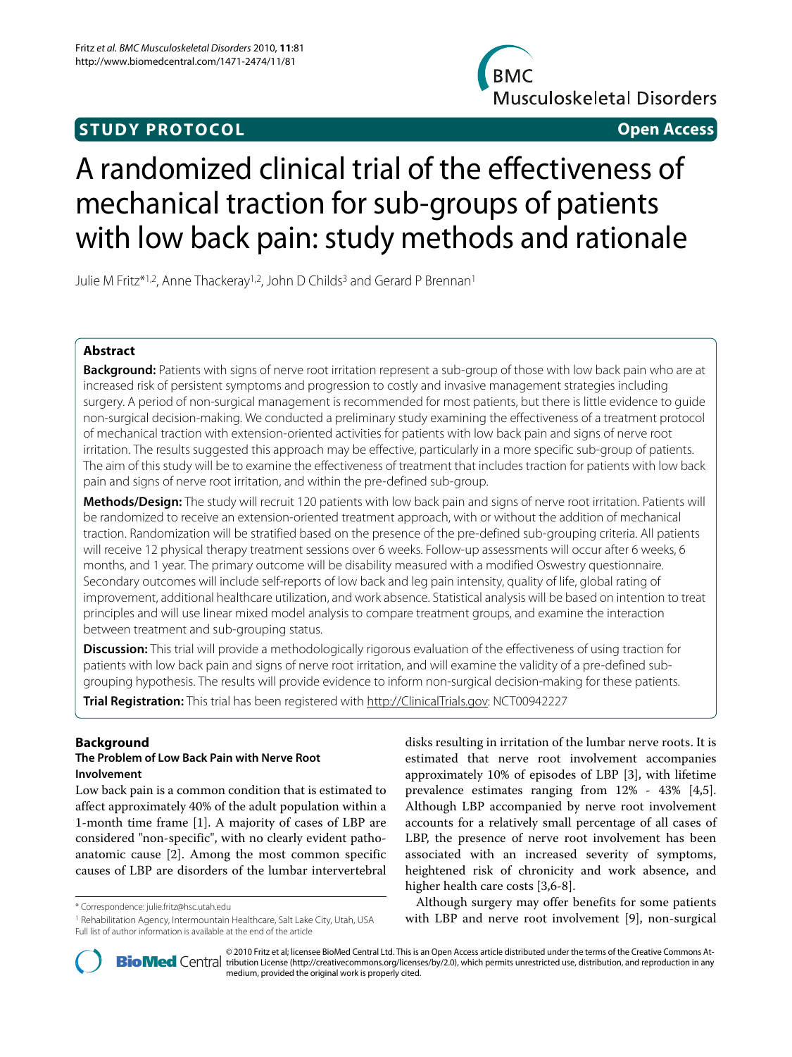**STUDY PROTOCOL** **Open Access**

# A randomized clinical trial of the effectiveness of mechanical traction for sub-groups of patients with low back pain: study methods and rationale

Julie M Fritz*[1,2], Anne Thackeray[1,2], John D Childs[3] and Gerard P Brennan[1]

## Abstract

**Background:** Patients with signs of nerve root irritation represent a sub-group of those with low back pain who are at increased risk of persistent symptoms and progression to costly and invasive management strategies including surgery. A period of non-surgical management is recommended for most patients, but there is little evidence to guide non-surgical decision-making. We conducted a preliminary study examining the effectiveness of a treatment protocol of mechanical traction with extension-oriented activities for patients with low back pain and signs of nerve root irritation. The results suggested this approach may be effective, particularly in a more specific sub-group of patients. The aim of this study will be to examine the effectiveness of treatment that includes traction for patients with low back pain and signs of nerve root irritation, and within the pre-defined sub-group.

**Methods/Design:** The study will recruit 120 patients with low back pain and signs of nerve root irritation. Patients will be randomized to receive an extension-oriented treatment approach, with or without the addition of mechanical traction. Randomization will be stratified based on the presence of the pre-defined sub-grouping criteria. All patients will receive 12 physical therapy treatment sessions over 6 weeks. Follow-up assessments will occur after 6 weeks, 6 months, and 1 year. The primary outcome will be disability measured with a modified Oswestry questionnaire. Secondary outcomes will include self-reports of low back and leg pain intensity, quality of life, global rating of improvement, additional healthcare utilization, and work absence. Statistical analysis will be based on intention to treat principles and will use linear mixed model analysis to compare treatment groups, and examine the interaction between treatment and sub-grouping status.

**Discussion:** This trial will provide a methodologically rigorous evaluation of the effectiveness of using traction for patients with low back pain and signs of nerve root irritation, and will examine the validity of a pre-defined sub-grouping hypothesis. The results will provide evidence to inform non-surgical decision-making for these patients.

**Trial Registration:** This trial has been registered with http://ClinicalTrials.gov: NCT00942227

## Background

### The Problem of Low Back Pain with Nerve Root Involvement

Low back pain is a common condition that is estimated to affect approximately 40% of the adult population within a 1-month time frame [1]. A majority of cases of LBP are considered "non-specific", with no clearly evident patho-anatomic cause [2]. Among the most common specific causes of LBP are disorders of the lumbar intervertebral disks resulting in irritation of the lumbar nerve roots. It is estimated that nerve root involvement accompanies approximately 10% of episodes of LBP [3], with lifetime prevalence estimates ranging from 12% - 43% [4,5]. Although LBP accompanied by nerve root involvement accounts for a relatively small percentage of all cases of LBP, the presence of nerve root involvement has been associated with an increased severity of symptoms, heightened risk of chronicity and work absence, and higher health care costs [3,6-8].

Although surgery may offer benefits for some patients with LBP and nerve root involvement [9], non-surgical

\* Correspondence: julie.fritz@hsc.utah.edu

[1] Rehabilitation Agency, Intermountain Healthcare, Salt Lake City, Utah, USA

Full list of author information is available at the end of the article

© 2010 Fritz et al; licensee BioMed Central Ltd. This is an Open Access article distributed under the terms of the Creative Commons Attribution License (http://creativecommons.org/licenses/by/2.0), which permits unrestricted use, distribution, and reproduction in any medium, provided the original work is properly cited.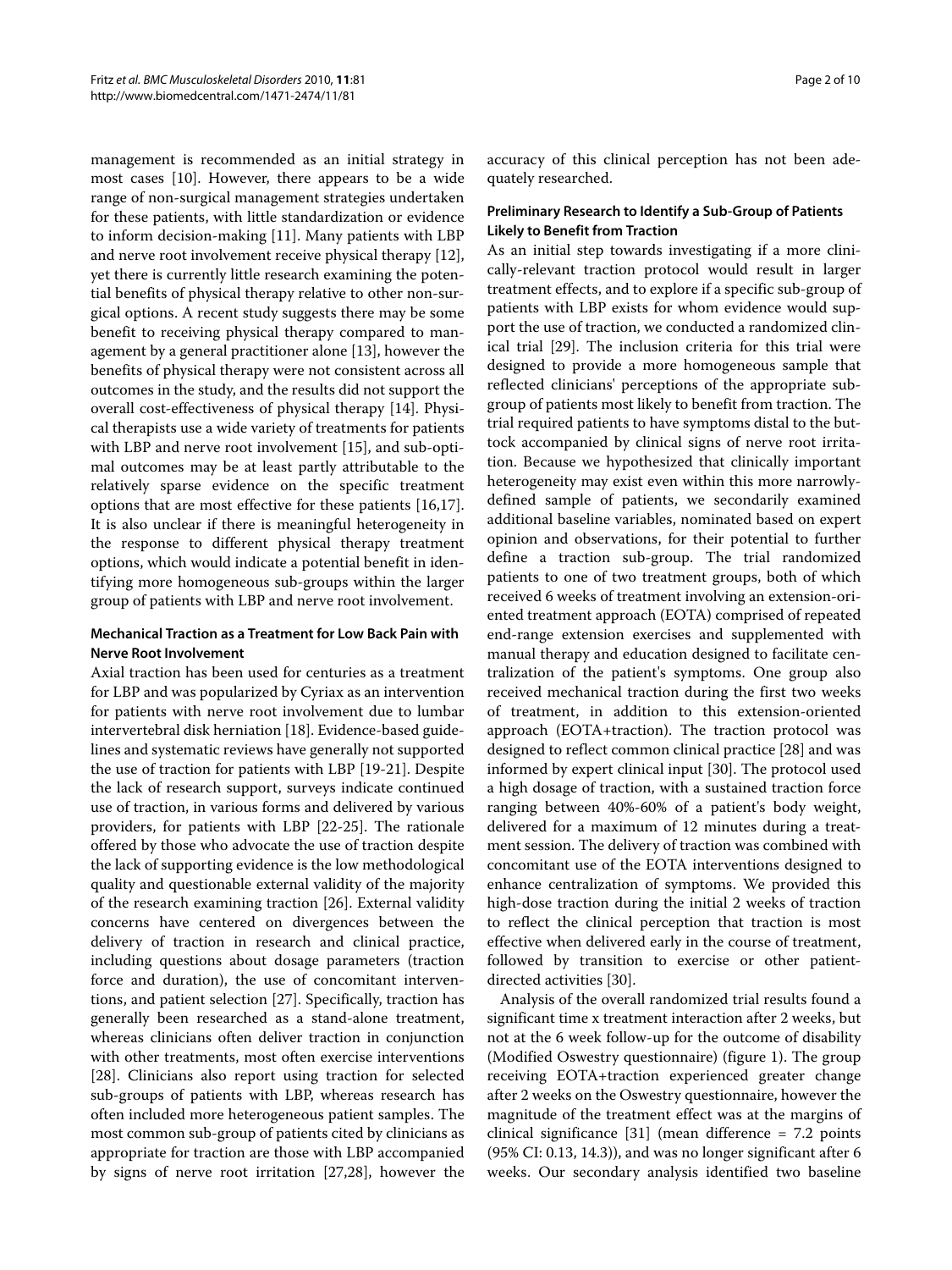management is recommended as an initial strategy in most cases [10]. However, there appears to be a wide range of non-surgical management strategies undertaken for these patients, with little standardization or evidence to inform decision-making [11]. Many patients with LBP and nerve root involvement receive physical therapy [12], yet there is currently little research examining the potential benefits of physical therapy relative to other non-surgical options. A recent study suggests there may be some benefit to receiving physical therapy compared to management by a general practitioner alone [13], however the benefits of physical therapy were not consistent across all outcomes in the study, and the results did not support the overall cost-effectiveness of physical therapy [14]. Physical therapists use a wide variety of treatments for patients with LBP and nerve root involvement [15], and sub-optimal outcomes may be at least partly attributable to the relatively sparse evidence on the specific treatment options that are most effective for these patients [16,17]. It is also unclear if there is meaningful heterogeneity in the response to different physical therapy treatment options, which would indicate a potential benefit in identifying more homogeneous sub-groups within the larger group of patients with LBP and nerve root involvement.

### Mechanical Traction as a Treatment for Low Back Pain with Nerve Root Involvement

Axial traction has been used for centuries as a treatment for LBP and was popularized by Cyriax as an intervention for patients with nerve root involvement due to lumbar intervertebral disk herniation [18]. Evidence-based guidelines and systematic reviews have generally not supported the use of traction for patients with LBP [19-21]. Despite the lack of research support, surveys indicate continued use of traction, in various forms and delivered by various providers, for patients with LBP [22-25]. The rationale offered by those who advocate the use of traction despite the lack of supporting evidence is the low methodological quality and questionable external validity of the majority of the research examining traction [26]. External validity concerns have centered on divergences between the delivery of traction in research and clinical practice, including questions about dosage parameters (traction force and duration), the use of concomitant interventions, and patient selection [27]. Specifically, traction has generally been researched as a stand-alone treatment, whereas clinicians often deliver traction in conjunction with other treatments, most often exercise interventions [28]. Clinicians also report using traction for selected sub-groups of patients with LBP, whereas research has often included more heterogeneous patient samples. The most common sub-group of patients cited by clinicians as appropriate for traction are those with LBP accompanied by signs of nerve root irritation [27,28], however the accuracy of this clinical perception has not been adequately researched.

### Preliminary Research to Identify a Sub-Group of Patients Likely to Benefit from Traction

As an initial step towards investigating if a more clinically-relevant traction protocol would result in larger treatment effects, and to explore if a specific sub-group of patients with LBP exists for whom evidence would support the use of traction, we conducted a randomized clinical trial [29]. The inclusion criteria for this trial were designed to provide a more homogeneous sample that reflected clinicians' perceptions of the appropriate subgroup of patients most likely to benefit from traction. The trial required patients to have symptoms distal to the buttock accompanied by clinical signs of nerve root irritation. Because we hypothesized that clinically important heterogeneity may exist even within this more narrowly-defined sample of patients, we secondarily examined additional baseline variables, nominated based on expert opinion and observations, for their potential to further define a traction sub-group. The trial randomized patients to one of two treatment groups, both of which received 6 weeks of treatment involving an extension-oriented treatment approach (EOTA) comprised of repeated end-range extension exercises and supplemented with manual therapy and education designed to facilitate centralization of the patient's symptoms. One group also received mechanical traction during the first two weeks of treatment, in addition to this extension-oriented approach (EOTA+traction). The traction protocol was designed to reflect common clinical practice [28] and was informed by expert clinical input [30]. The protocol used a high dosage of traction, with a sustained traction force ranging between 40%-60% of a patient's body weight, delivered for a maximum of 12 minutes during a treatment session. The delivery of traction was combined with concomitant use of the EOTA interventions designed to enhance centralization of symptoms. We provided this high-dose traction during the initial 2 weeks of traction to reflect the clinical perception that traction is most effective when delivered early in the course of treatment, followed by transition to exercise or other patient-directed activities [30].

Analysis of the overall randomized trial results found a significant time x treatment interaction after 2 weeks, but not at the 6 week follow-up for the outcome of disability (Modified Oswestry questionnaire) (figure 1). The group receiving EOTA+traction experienced greater change after 2 weeks on the Oswestry questionnaire, however the magnitude of the treatment effect was at the margins of clinical significance [31] (mean difference = 7.2 points (95% CI: 0.13, 14.3)), and was no longer significant after 6 weeks. Our secondary analysis identified two baseline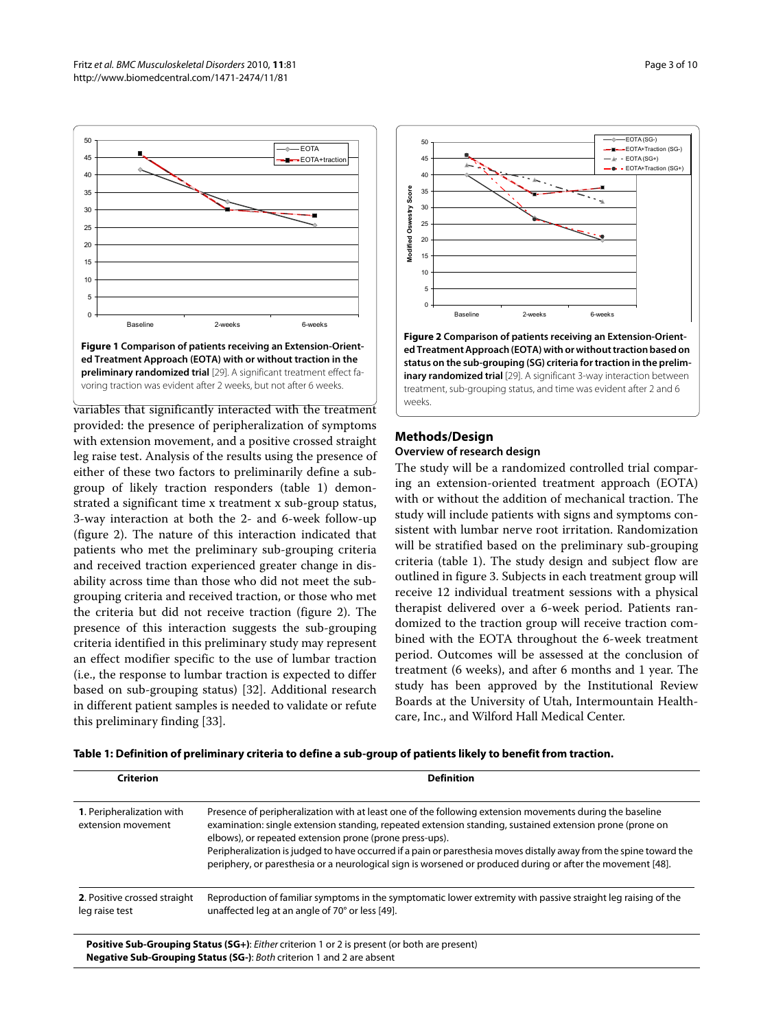**Figure 1 Comparison of patients receiving an Extension-Oriented Treatment Approach (EOTA) with or without traction in the preliminary randomized trial** [29]. A significant treatment effect favoring traction was evident after 2 weeks, but not after 6 weeks.

**Figure 2 Comparison of patients receiving an Extension-Oriented Treatment Approach (EOTA) with or without traction based on status on the sub-grouping (SG) criteria for traction in the preliminary randomized trial** [29]. A significant 3-way interaction between treatment, sub-grouping status, and time was evident after 2 and 6 weeks.

variables that significantly interacted with the treatment provided: the presence of peripheralization of symptoms with extension movement, and a positive crossed straight leg raise test. Analysis of the results using the presence of either of these two factors to preliminarily define a subgroup of likely traction responders (table 1) demonstrated a significant time x treatment x sub-group status, 3-way interaction at both the 2- and 6-week follow-up (figure 2). The nature of this interaction indicated that patients who met the preliminary sub-grouping criteria and received traction experienced greater change in disability across time than those who did not meet the subgrouping criteria and received traction, or those who met the criteria but did not receive traction (figure 2). The presence of this interaction suggests the sub-grouping criteria identified in this preliminary study may represent an effect modifier specific to the use of lumbar traction (i.e., the response to lumbar traction is expected to differ based on sub-grouping status) [32]. Additional research in different patient samples is needed to validate or refute this preliminary finding [33].

## Methods/Design

### Overview of research design

The study will be a randomized controlled trial comparing an extension-oriented treatment approach (EOTA) with or without the addition of mechanical traction. The study will include patients with signs and symptoms consistent with lumbar nerve root irritation. Randomization will be stratified based on the preliminary sub-grouping criteria (table 1). The study design and subject flow are outlined in figure 3. Subjects in each treatment group will receive 12 individual treatment sessions with a physical therapist delivered over a 6-week period. Patients randomized to the traction group will receive traction combined with the EOTA throughout the 6-week treatment period. Outcomes will be assessed at the conclusion of treatment (6 weeks), and after 6 months and 1 year. The study has been approved by the Institutional Review Boards at the University of Utah, Intermountain Healthcare, Inc., and Wilford Hall Medical Center.

**Table 1: Definition of preliminary criteria to define a sub-group of patients likely to benefit from traction.**

| Criterion | Definition |
|---|---|
| **1**. Peripheralization with extension movement | Presence of peripheralization with at least one of the following extension movements during the baseline examination: single extension standing, repeated extension standing, sustained extension prone (prone on elbows), or repeated extension prone (prone press-ups). Peripheralization is judged to have occurred if a pain or paresthesia moves distally away from the spine toward the periphery, or paresthesia or a neurological sign is worsened or produced during or after the movement [48]. |
| **2**. Positive crossed straight leg raise test | Reproduction of familiar symptoms in the symptomatic lower extremity with passive straight leg raising of the unaffected leg at an angle of 70° or less [49]. |

**Positive Sub-Grouping Status (SG+)**: *Either* criterion 1 or 2 is present (or both are present)
**Negative Sub-Grouping Status (SG-)**: *Both* criterion 1 and 2 are absent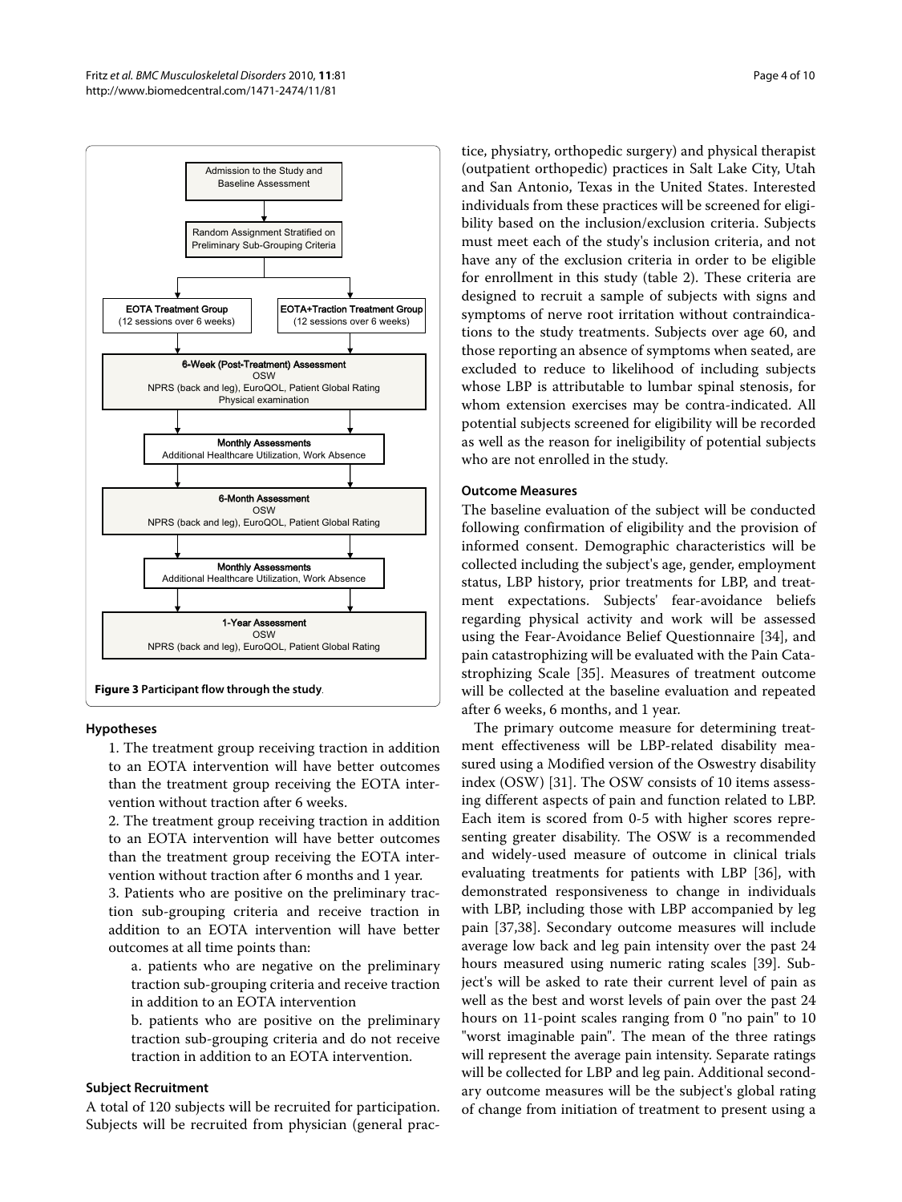Admission to the Study and Baseline Assessment

Random Assignment Stratified on Preliminary Sub-Grouping Criteria

**EOTA Treatment Group** (12 sessions over 6 weeks)

**EOTA+Traction Treatment Group** (12 sessions over 6 weeks)

**6-Week (Post-Treatment) Assessment**
OSW
NPRS (back and leg), EuroQOL, Patient Global Rating
Physical examination

**Monthly Assessments**
Additional Healthcare Utilization, Work Absence

**6-Month Assessment**
OSW
NPRS (back and leg), EuroQOL, Patient Global Rating

**Monthly Assessments**
Additional Healthcare Utilization, Work Absence

**1-Year Assessment**
OSW
NPRS (back and leg), EuroQOL, Patient Global Rating

**Figure 3 Participant flow through the study**.

### Hypotheses

1. The treatment group receiving traction in addition to an EOTA intervention will have better outcomes than the treatment group receiving the EOTA intervention without traction after 6 weeks.
2. The treatment group receiving traction in addition to an EOTA intervention will have better outcomes than the treatment group receiving the EOTA intervention without traction after 6 months and 1 year.
3. Patients who are positive on the preliminary traction sub-grouping criteria and receive traction in addition to an EOTA intervention will have better outcomes at all time points than:
   a. patients who are negative on the preliminary traction sub-grouping criteria and receive traction in addition to an EOTA intervention
   b. patients who are positive on the preliminary traction sub-grouping criteria and do not receive traction in addition to an EOTA intervention.

### Subject Recruitment

A total of 120 subjects will be recruited for participation. Subjects will be recruited from physician (general practice, physiatry, orthopedic surgery) and physical therapist (outpatient orthopedic) practices in Salt Lake City, Utah and San Antonio, Texas in the United States. Interested individuals from these practices will be screened for eligibility based on the inclusion/exclusion criteria. Subjects must meet each of the study's inclusion criteria, and not have any of the exclusion criteria in order to be eligible for enrollment in this study (table 2). These criteria are designed to recruit a sample of subjects with signs and symptoms of nerve root irritation without contraindications to the study treatments. Subjects over age 60, and those reporting an absence of symptoms when seated, are excluded to reduce to likelihood of including subjects whose LBP is attributable to lumbar spinal stenosis, for whom extension exercises may be contra-indicated. All potential subjects screened for eligibility will be recorded as well as the reason for ineligibility of potential subjects who are not enrolled in the study.

### Outcome Measures

The baseline evaluation of the subject will be conducted following confirmation of eligibility and the provision of informed consent. Demographic characteristics will be collected including the subject's age, gender, employment status, LBP history, prior treatments for LBP, and treatment expectations. Subjects' fear-avoidance beliefs regarding physical activity and work will be assessed using the Fear-Avoidance Belief Questionnaire [34], and pain catastrophizing will be evaluated with the Pain Catastrophizing Scale [35]. Measures of treatment outcome will be collected at the baseline evaluation and repeated after 6 weeks, 6 months, and 1 year.

The primary outcome measure for determining treatment effectiveness will be LBP-related disability measured using a Modified version of the Oswestry disability index (OSW) [31]. The OSW consists of 10 items assessing different aspects of pain and function related to LBP. Each item is scored from 0-5 with higher scores representing greater disability. The OSW is a recommended and widely-used measure of outcome in clinical trials evaluating treatments for patients with LBP [36], with demonstrated responsiveness to change in individuals with LBP, including those with LBP accompanied by leg pain [37,38]. Secondary outcome measures will include average low back and leg pain intensity over the past 24 hours measured using numeric rating scales [39]. Subject's will be asked to rate their current level of pain as well as the best and worst levels of pain over the past 24 hours on 11-point scales ranging from 0 "no pain" to 10 "worst imaginable pain". The mean of the three ratings will represent the average pain intensity. Separate ratings will be collected for LBP and leg pain. Additional secondary outcome measures will be the subject's global rating of change from initiation of treatment to present using a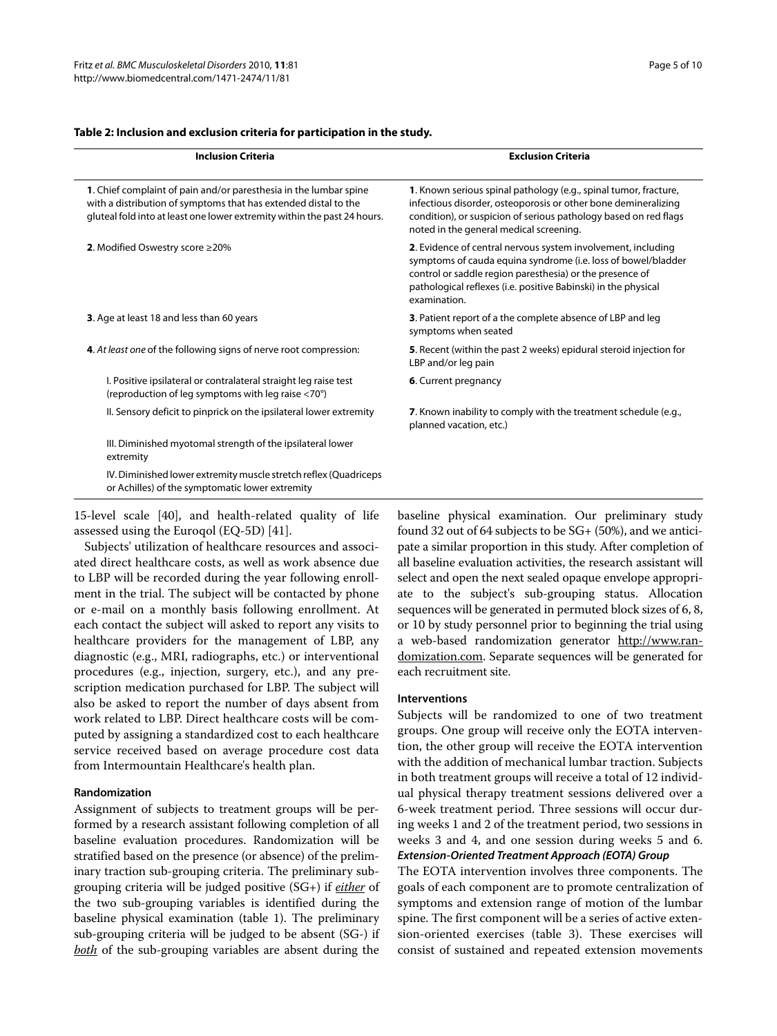**Table 2: Inclusion and exclusion criteria for participation in the study.**

| Inclusion Criteria | Exclusion Criteria |
| --- | --- |
| **1**. Chief complaint of pain and/or paresthesia in the lumbar spine with a distribution of symptoms that has extended distal to the gluteal fold into at least one lower extremity within the past 24 hours. | **1**. Known serious spinal pathology (e.g., spinal tumor, fracture, infectious disorder, osteoporosis or other bone demineralizing condition), or suspicion of serious pathology based on red flags noted in the general medical screening. |
| **2**. Modified Oswestry score ≥20% | **2**. Evidence of central nervous system involvement, including symptoms of cauda equina syndrome (i.e. loss of bowel/bladder control or saddle region paresthesia) or the presence of pathological reflexes (i.e. positive Babinski) in the physical examination. |
| **3**. Age at least 18 and less than 60 years | **3**. Patient report of a the complete absence of LBP and leg symptoms when seated |
| **4**. *At least one* of the following signs of nerve root compression: | **5**. Recent (within the past 2 weeks) epidural steroid injection for LBP and/or leg pain |
| I. Positive ipsilateral or contralateral straight leg raise test (reproduction of leg symptoms with leg raise <70°) | **6**. Current pregnancy |
| II. Sensory deficit to pinprick on the ipsilateral lower extremity | **7**. Known inability to comply with the treatment schedule (e.g., planned vacation, etc.) |
| III. Diminished myotomal strength of the ipsilateral lower extremity | |
| IV. Diminished lower extremity muscle stretch reflex (Quadriceps or Achilles) of the symptomatic lower extremity | |

15-level scale [40], and health-related quality of life assessed using the Euroqol (EQ-5D) [41].

Subjects' utilization of healthcare resources and associated direct healthcare costs, as well as work absence due to LBP will be recorded during the year following enrollment in the trial. The subject will be contacted by phone or e-mail on a monthly basis following enrollment. At each contact the subject will asked to report any visits to healthcare providers for the management of LBP, any diagnostic (e.g., MRI, radiographs, etc.) or interventional procedures (e.g., injection, surgery, etc.), and any prescription medication purchased for LBP. The subject will also be asked to report the number of days absent from work related to LBP. Direct healthcare costs will be computed by assigning a standardized cost to each healthcare service received based on average procedure cost data from Intermountain Healthcare's health plan.

### Randomization

Assignment of subjects to treatment groups will be performed by a research assistant following completion of all baseline evaluation procedures. Randomization will be stratified based on the presence (or absence) of the preliminary traction sub-grouping criteria. The preliminary sub-grouping criteria will be judged positive (SG+) if *either* of the two sub-grouping variables is identified during the baseline physical examination (table 1). The preliminary sub-grouping criteria will be judged to be absent (SG-) if *both* of the sub-grouping variables are absent during the baseline physical examination. Our preliminary study found 32 out of 64 subjects to be SG+ (50%), and we anticipate a similar proportion in this study. After completion of all baseline evaluation activities, the research assistant will select and open the next sealed opaque envelope appropriate to the subject's sub-grouping status. Allocation sequences will be generated in permuted block sizes of 6, 8, or 10 by study personnel prior to beginning the trial using a web-based randomization generator http://www.randomization.com. Separate sequences will be generated for each recruitment site.

### Interventions

Subjects will be randomized to one of two treatment groups. One group will receive only the EOTA intervention, the other group will receive the EOTA intervention with the addition of mechanical lumbar traction. Subjects in both treatment groups will receive a total of 12 individual physical therapy treatment sessions delivered over a 6-week treatment period. Three sessions will occur during weeks 1 and 2 of the treatment period, two sessions in weeks 3 and 4, and one session during weeks 5 and 6.

#### *Extension-Oriented Treatment Approach (EOTA) Group*

The EOTA intervention involves three components. The goals of each component are to promote centralization of symptoms and extension range of motion of the lumbar spine. The first component will be a series of active extension-oriented exercises (table 3). These exercises will consist of sustained and repeated extension movements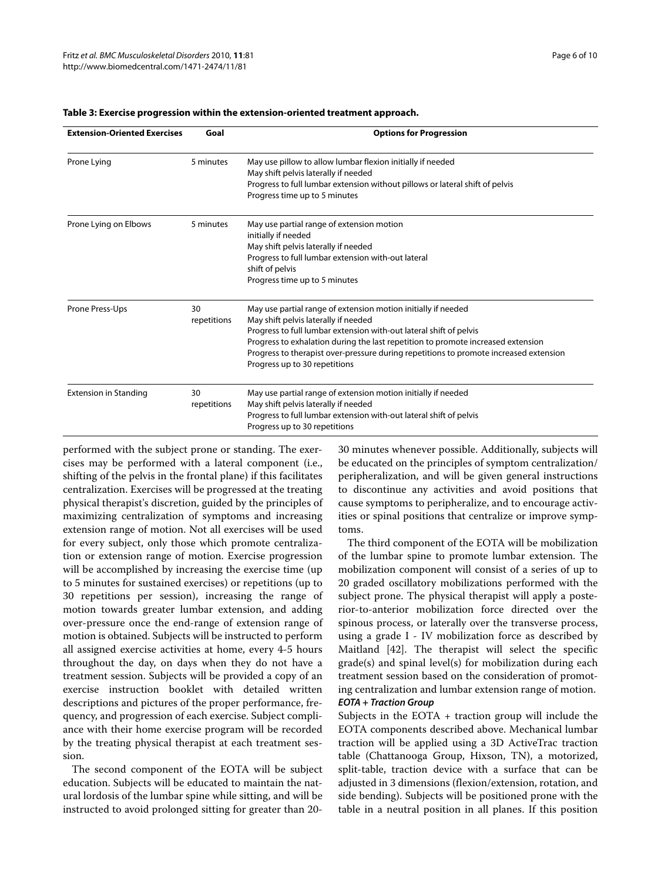**Table 3: Exercise progression within the extension-oriented treatment approach.**

| Extension-Oriented Exercises | Goal | Options for Progression |
| --- | --- | --- |
| Prone Lying | 5 minutes | May use pillow to allow lumbar flexion initially if needed<br>May shift pelvis laterally if needed<br>Progress to full lumbar extension without pillows or lateral shift of pelvis<br>Progress time up to 5 minutes |
| Prone Lying on Elbows | 5 minutes | May use partial range of extension motion initially if needed<br>May shift pelvis laterally if needed<br>Progress to full lumbar extension with-out lateral shift of pelvis<br>Progress time up to 5 minutes |
| Prone Press-Ups | 30 repetitions | May use partial range of extension motion initially if needed<br>May shift pelvis laterally if needed<br>Progress to full lumbar extension with-out lateral shift of pelvis<br>Progress to exhalation during the last repetition to promote increased extension<br>Progress to therapist over-pressure during repetitions to promote increased extension<br>Progress up to 30 repetitions |
| Extension in Standing | 30 repetitions | May use partial range of extension motion initially if needed<br>May shift pelvis laterally if needed<br>Progress to full lumbar extension with-out lateral shift of pelvis<br>Progress up to 30 repetitions |

performed with the subject prone or standing. The exercises may be performed with a lateral component (i.e., shifting of the pelvis in the frontal plane) if this facilitates centralization. Exercises will be progressed at the treating physical therapist's discretion, guided by the principles of maximizing centralization of symptoms and increasing extension range of motion. Not all exercises will be used for every subject, only those which promote centralization or extension range of motion. Exercise progression will be accomplished by increasing the exercise time (up to 5 minutes for sustained exercises) or repetitions (up to 30 repetitions per session), increasing the range of motion towards greater lumbar extension, and adding over-pressure once the end-range of extension range of motion is obtained. Subjects will be instructed to perform all assigned exercise activities at home, every 4-5 hours throughout the day, on days when they do not have a treatment session. Subjects will be provided a copy of an exercise instruction booklet with detailed written descriptions and pictures of the proper performance, frequency, and progression of each exercise. Subject compliance with their home exercise program will be recorded by the treating physical therapist at each treatment session.

The second component of the EOTA will be subject education. Subjects will be educated to maintain the natural lordosis of the lumbar spine while sitting, and will be instructed to avoid prolonged sitting for greater than 20-30 minutes whenever possible. Additionally, subjects will be educated on the principles of symptom centralization/peripheralization, and will be given general instructions to discontinue any activities and avoid positions that cause symptoms to peripheralize, and to encourage activities or spinal positions that centralize or improve symptoms.

The third component of the EOTA will be mobilization of the lumbar spine to promote lumbar extension. The mobilization component will consist of a series of up to 20 graded oscillatory mobilizations performed with the subject prone. The physical therapist will apply a posterior-to-anterior mobilization force directed over the spinous process, or laterally over the transverse process, using a grade I - IV mobilization force as described by Maitland [42]. The therapist will select the specific grade(s) and spinal level(s) for mobilization during each treatment session based on the consideration of promoting centralization and lumbar extension range of motion.

***EOTA + Traction Group***

Subjects in the EOTA + traction group will include the EOTA components described above. Mechanical lumbar traction will be applied using a 3D ActiveTrac traction table (Chattanooga Group, Hixson, TN), a motorized, split-table, traction device with a surface that can be adjusted in 3 dimensions (flexion/extension, rotation, and side bending). Subjects will be positioned prone with the table in a neutral position in all planes. If this position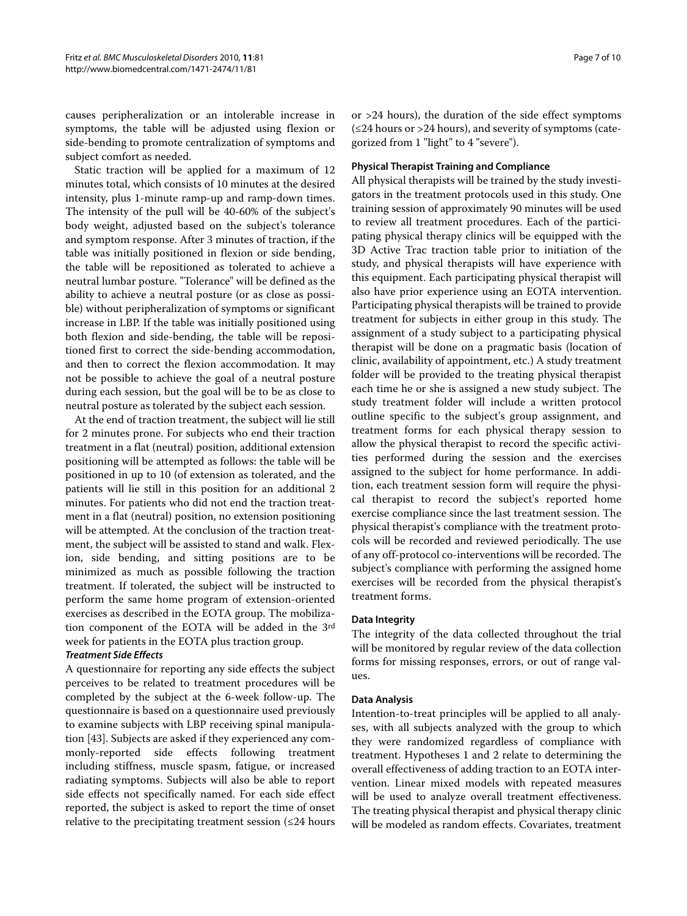causes peripheralization or an intolerable increase in symptoms, the table will be adjusted using flexion or side-bending to promote centralization of symptoms and subject comfort as needed.

Static traction will be applied for a maximum of 12 minutes total, which consists of 10 minutes at the desired intensity, plus 1-minute ramp-up and ramp-down times. The intensity of the pull will be 40-60% of the subject's body weight, adjusted based on the subject's tolerance and symptom response. After 3 minutes of traction, if the table was initially positioned in flexion or side bending, the table will be repositioned as tolerated to achieve a neutral lumbar posture. "Tolerance" will be defined as the ability to achieve a neutral posture (or as close as possible) without peripheralization of symptoms or significant increase in LBP. If the table was initially positioned using both flexion and side-bending, the table will be repositioned first to correct the side-bending accommodation, and then to correct the flexion accommodation. It may not be possible to achieve the goal of a neutral posture during each session, but the goal will be to be as close to neutral posture as tolerated by the subject each session.

At the end of traction treatment, the subject will lie still for 2 minutes prone. For subjects who end their traction treatment in a flat (neutral) position, additional extension positioning will be attempted as follows: the table will be positioned in up to 10 (of extension as tolerated, and the patients will lie still in this position for an additional 2 minutes. For patients who did not end the traction treatment in a flat (neutral) position, no extension positioning will be attempted. At the conclusion of the traction treatment, the subject will be assisted to stand and walk. Flexion, side bending, and sitting positions are to be minimized as much as possible following the traction treatment. If tolerated, the subject will be instructed to perform the same home program of extension-oriented exercises as described in the EOTA group. The mobilization component of the EOTA will be added in the 3rd week for patients in the EOTA plus traction group.

#### *Treatment Side Effects*

A questionnaire for reporting any side effects the subject perceives to be related to treatment procedures will be completed by the subject at the 6-week follow-up. The questionnaire is based on a questionnaire used previously to examine subjects with LBP receiving spinal manipulation [43]. Subjects are asked if they experienced any commonly-reported side effects following treatment including stiffness, muscle spasm, fatigue, or increased radiating symptoms. Subjects will also be able to report side effects not specifically named. For each side effect reported, the subject is asked to report the time of onset relative to the precipitating treatment session (≤24 hours or >24 hours), the duration of the side effect symptoms (≤24 hours or >24 hours), and severity of symptoms (categorized from 1 "light" to 4 "severe").

### Physical Therapist Training and Compliance

All physical therapists will be trained by the study investigators in the treatment protocols used in this study. One training session of approximately 90 minutes will be used to review all treatment procedures. Each of the participating physical therapy clinics will be equipped with the 3D Active Trac traction table prior to initiation of the study, and physical therapists will have experience with this equipment. Each participating physical therapist will also have prior experience using an EOTA intervention. Participating physical therapists will be trained to provide treatment for subjects in either group in this study. The assignment of a study subject to a participating physical therapist will be done on a pragmatic basis (location of clinic, availability of appointment, etc.) A study treatment folder will be provided to the treating physical therapist each time he or she is assigned a new study subject. The study treatment folder will include a written protocol outline specific to the subject's group assignment, and treatment forms for each physical therapy session to allow the physical therapist to record the specific activities performed during the session and the exercises assigned to the subject for home performance. In addition, each treatment session form will require the physical therapist to record the subject's reported home exercise compliance since the last treatment session. The physical therapist's compliance with the treatment protocols will be recorded and reviewed periodically. The use of any off-protocol co-interventions will be recorded. The subject's compliance with performing the assigned home exercises will be recorded from the physical therapist's treatment forms.

### Data Integrity

The integrity of the data collected throughout the trial will be monitored by regular review of the data collection forms for missing responses, errors, or out of range values.

### Data Analysis

Intention-to-treat principles will be applied to all analyses, with all subjects analyzed with the group to which they were randomized regardless of compliance with treatment. Hypotheses 1 and 2 relate to determining the overall effectiveness of adding traction to an EOTA intervention. Linear mixed models with repeated measures will be used to analyze overall treatment effectiveness. The treating physical therapist and physical therapy clinic will be modeled as random effects. Covariates, treatment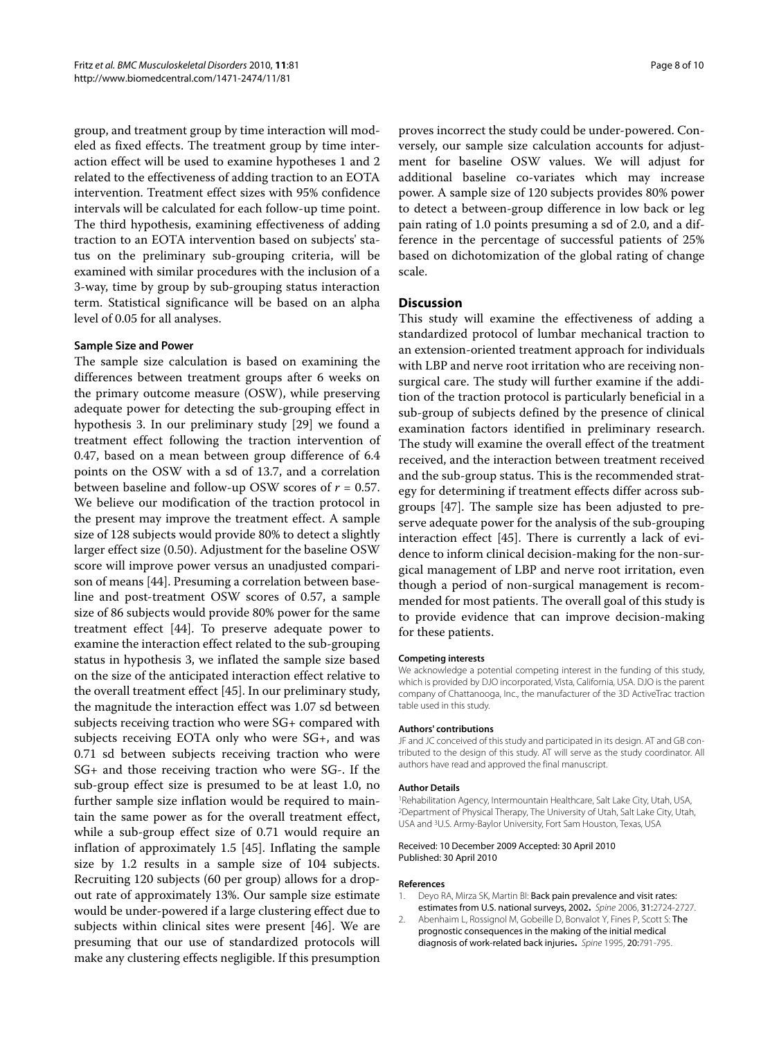group, and treatment group by time interaction will modeled as fixed effects. The treatment group by time interaction effect will be used to examine hypotheses 1 and 2 related to the effectiveness of adding traction to an EOTA intervention. Treatment effect sizes with 95% confidence intervals will be calculated for each follow-up time point. The third hypothesis, examining effectiveness of adding traction to an EOTA intervention based on subjects' status on the preliminary sub-grouping criteria, will be examined with similar procedures with the inclusion of a 3-way, time by group by sub-grouping status interaction term. Statistical significance will be based on an alpha level of 0.05 for all analyses.

#### Sample Size and Power

The sample size calculation is based on examining the differences between treatment groups after 6 weeks on the primary outcome measure (OSW), while preserving adequate power for detecting the sub-grouping effect in hypothesis 3. In our preliminary study [29] we found a treatment effect following the traction intervention of 0.47, based on a mean between group difference of 6.4 points on the OSW with a sd of 13.7, and a correlation between baseline and follow-up OSW scores of $r = 0.57$. We believe our modification of the traction protocol in the present may improve the treatment effect. A sample size of 128 subjects would provide 80% to detect a slightly larger effect size (0.50). Adjustment for the baseline OSW score will improve power versus an unadjusted comparison of means [44]. Presuming a correlation between baseline and post-treatment OSW scores of 0.57, a sample size of 86 subjects would provide 80% power for the same treatment effect [44]. To preserve adequate power to examine the interaction effect related to the sub-grouping status in hypothesis 3, we inflated the sample size based on the size of the anticipated interaction effect relative to the overall treatment effect [45]. In our preliminary study, the magnitude the interaction effect was 1.07 sd between subjects receiving traction who were SG+ compared with subjects receiving EOTA only who were SG+, and was 0.71 sd between subjects receiving traction who were SG+ and those receiving traction who were SG-. If the sub-group effect size is presumed to be at least 1.0, no further sample size inflation would be required to maintain the same power as for the overall treatment effect, while a sub-group effect size of 0.71 would require an inflation of approximately 1.5 [45]. Inflating the sample size by 1.2 results in a sample size of 104 subjects. Recruiting 120 subjects (60 per group) allows for a dropout rate of approximately 13%. Our sample size estimate would be under-powered if a large clustering effect due to subjects within clinical sites were present [46]. We are presuming that our use of standardized protocols will make any clustering effects negligible. If this presumption proves incorrect the study could be under-powered. Conversely, our sample size calculation accounts for adjustment for baseline OSW values. We will adjust for additional baseline co-variates which may increase power. A sample size of 120 subjects provides 80% power to detect a between-group difference in low back or leg pain rating of 1.0 points presuming a sd of 2.0, and a difference in the percentage of successful patients of 25% based on dichotomization of the global rating of change scale.

## Discussion

This study will examine the effectiveness of adding a standardized protocol of lumbar mechanical traction to an extension-oriented treatment approach for individuals with LBP and nerve root irritation who are receiving nonsurgical care. The study will further examine if the addition of the traction protocol is particularly beneficial in a sub-group of subjects defined by the presence of clinical examination factors identified in preliminary research. The study will examine the overall effect of the treatment received, and the interaction between treatment received and the sub-group status. This is the recommended strategy for determining if treatment effects differ across subgroups [47]. The sample size has been adjusted to preserve adequate power for the analysis of the sub-grouping interaction effect [45]. There is currently a lack of evidence to inform clinical decision-making for the non-surgical management of LBP and nerve root irritation, even though a period of non-surgical management is recommended for most patients. The overall goal of this study is to provide evidence that can improve decision-making for these patients.

#### Competing interests

We acknowledge a potential competing interest in the funding of this study, which is provided by DJO incorporated, Vista, California, USA. DJO is the parent company of Chattanooga, Inc., the manufacturer of the 3D ActiveTrac traction table used in this study.

#### Authors' contributions

JF and JC conceived of this study and participated in its design. AT and GB contributed to the design of this study. AT will serve as the study coordinator. All authors have read and approved the final manuscript.

#### Author Details

[1]Rehabilitation Agency, Intermountain Healthcare, Salt Lake City, Utah, USA, [2]Department of Physical Therapy, The University of Utah, Salt Lake City, Utah, USA and [3]U.S. Army-Baylor University, Fort Sam Houston, Texas, USA

Received: 10 December 2009 Accepted: 30 April 2010
Published: 30 April 2010

#### References

1. Deyo RA, Mirza SK, Martin BI: **Back pain prevalence and visit rates: estimates from U.S. national surveys, 2002.** *Spine* 2006, **31:**2724-2727.
2. Abenhaim L, Rossignol M, Gobeille D, Bonvalot Y, Fines P, Scott S: **The prognostic consequences in the making of the initial medical diagnosis of work-related back injuries.** *Spine* 1995, **20:**791-795.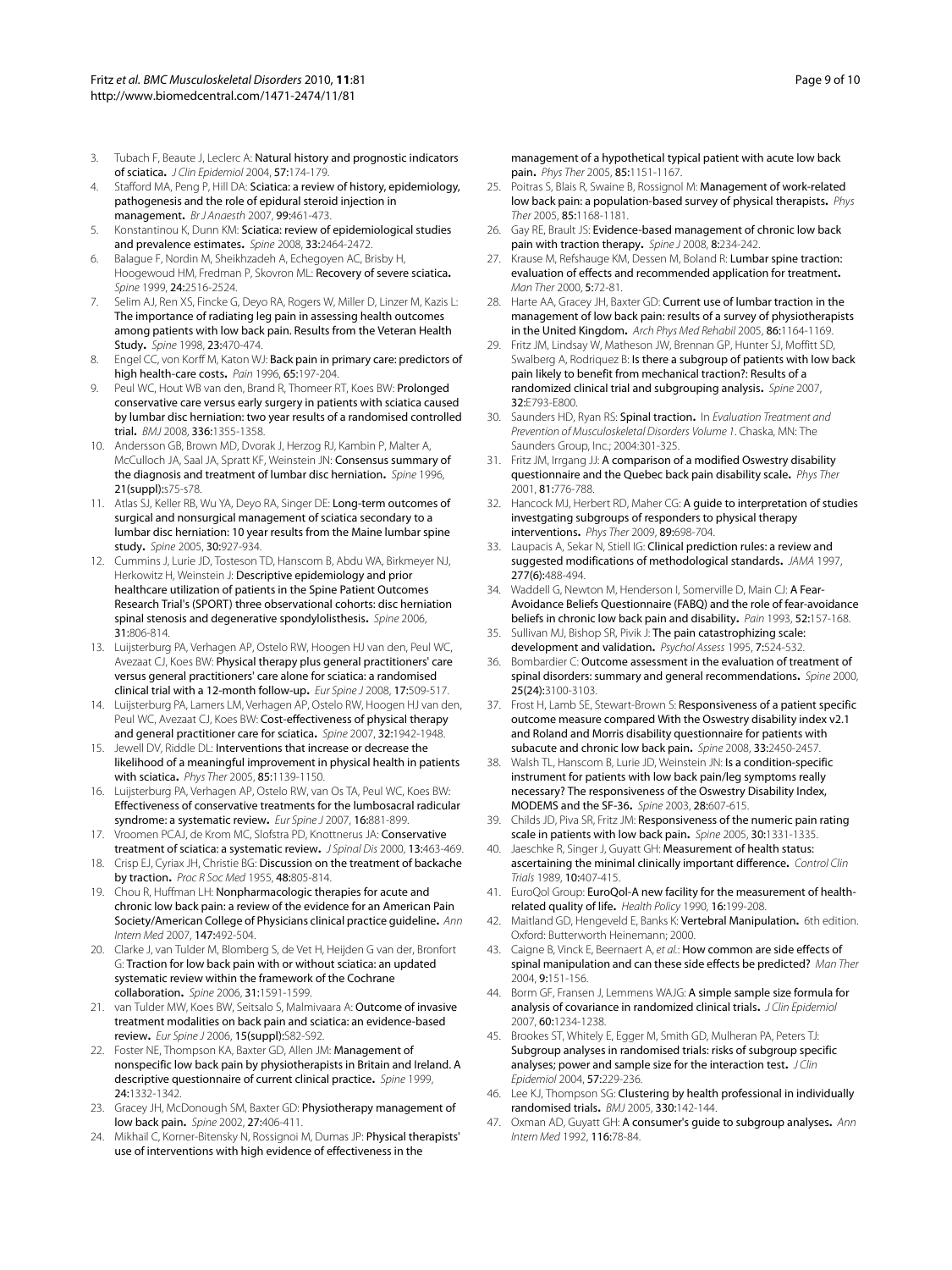3. Tubach F, Beaute J, Leclerc A: **Natural history and prognostic indicators of sciatica.** *J Clin Epidemiol* 2004, **57**:174-179.
4. Stafford MA, Peng P, Hill DA: **Sciatica: a review of history, epidemiology, pathogenesis and the role of epidural steroid injection in management.** *Br J Anaesth* 2007, **99**:461-473.
5. Konstantinou K, Dunn KM: **Sciatica: review of epidemiological studies and prevalence estimates.** *Spine* 2008, **33**:2464-2472.
6. Balague F, Nordin M, Sheikhzadeh A, Echegoyen AC, Brisby H, Hoogewoud HM, Fredman P, Skovron ML: **Recovery of severe sciatica.** *Spine* 1999, **24**:2516-2524.
7. Selim AJ, Ren XS, Fincke G, Deyo RA, Rogers W, Miller D, Linzer M, Kazis L: **The importance of radiating leg pain in assessing health outcomes among patients with low back pain. Results from the Veteran Health Study.** *Spine* 1998, **23**:470-474.
8. Engel CC, von Korff M, Katon WJ: **Back pain in primary care: predictors of high health-care costs.** *Pain* 1996, **65**:197-204.
9. Peul WC, Hout WB van den, Brand R, Thomeer RT, Koes BW: **Prolonged conservative care versus early surgery in patients with sciatica caused by lumbar disc herniation: two year results of a randomised controlled trial.** *BMJ* 2008, **336**:1355-1358.
10. Andersson GB, Brown MD, Dvorak J, Herzog RJ, Kambin P, Malter A, McCulloch JA, Saal JA, Spratt KF, Weinstein JN: **Consensus summary of the diagnosis and treatment of lumbar disc herniation.** *Spine* 1996, **21(suppl)**:s75-s78.
11. Atlas SJ, Keller RB, Wu YA, Deyo RA, Singer DE: **Long-term outcomes of surgical and nonsurgical management of sciatica secondary to a lumbar disc herniation: 10 year results from the Maine lumbar spine study.** *Spine* 2005, **30**:927-934.
12. Cummins J, Lurie JD, Tosteson TD, Hanscom B, Abdu WA, Birkmeyer NJ, Herkowitz H, Weinstein J: **Descriptive epidemiology and prior healthcare utilization of patients in the Spine Patient Outcomes Research Trial's (SPORT) three observational cohorts: disc herniation spinal stenosis and degenerative spondylolisthesis.** *Spine* 2006, **31**:806-814.
13. Luijsterburg PA, Verhagen AP, Ostelo RW, Hoogen HJ van den, Peul WC, Avezaat CJ, Koes BW: **Physical therapy plus general practitioners' care versus general practitioners' care alone for sciatica: a randomised clinical trial with a 12-month follow-up.** *Eur Spine J* 2008, **17**:509-517.
14. Luijsterburg PA, Lamers LM, Verhagen AP, Ostelo RW, Hoogen HJ van den, Peul WC, Avezaat CJ, Koes BW: **Cost-effectiveness of physical therapy and general practitioner care for sciatica.** *Spine* 2007, **32**:1942-1948.
15. Jewell DV, Riddle DL: **Interventions that increase or decrease the likelihood of a meaningful improvement in physical health in patients with sciatica.** *Phys Ther* 2005, **85**:1139-1150.
16. Luijsterburg PA, Verhagen AP, Ostelo RW, van Os TA, Peul WC, Koes BW: **Effectiveness of conservative treatments for the lumbosacral radicular syndrome: a systematic review.** *Eur Spine J* 2007, **16**:881-899.
17. Vroomen PCAJ, de Krom MC, Slofstra PD, Knottnerus JA: **Conservative treatment of sciatica: a systematic review.** *J Spinal Dis* 2000, **13**:463-469.
18. Crisp EJ, Cyriax JH, Christie BG: **Discussion on the treatment of backache by traction.** *Proc R Soc Med* 1955, **48**:805-814.
19. Chou R, Huffman LH: **Nonpharmacologic therapies for acute and chronic low back pain: a review of the evidence for an American Pain Society/American College of Physicians clinical practice guideline.** *Ann Intern Med* 2007, **147**:492-504.
20. Clarke J, van Tulder M, Blomberg S, de Vet H, Heijden G van der, Bronfort G: **Traction for low back pain with or without sciatica: an updated systematic review within the framework of the Cochrane collaboration.** *Spine* 2006, **31**:1591-1599.
21. van Tulder MW, Koes BW, Seitsalo S, Malmivaara A: **Outcome of invasive treatment modalities on back pain and sciatica: an evidence-based review.** *Eur Spine J* 2006, **15(suppl)**:S82-S92.
22. Foster NE, Thompson KA, Baxter GD, Allen JM: **Management of nonspecific low back pain by physiotherapists in Britain and Ireland. A descriptive questionnaire of current clinical practice.** *Spine* 1999, **24**:1332-1342.
23. Gracey JH, McDonough SM, Baxter GD: **Physiotherapy management of low back pain.** *Spine* 2002, **27**:406-411.
24. Mikhail C, Korner-Bitensky N, Rossignoi M, Dumas JP: **Physical therapists' use of interventions with high evidence of effectiveness in the management of a hypothetical typical patient with acute low back pain.** *Phys Ther* 2005, **85**:1151-1167.
25. Poitras S, Blais R, Swaine B, Rossignol M: **Management of work-related low back pain: a population-based survey of physical therapists.** *Phys Ther* 2005, **85**:1168-1181.
26. Gay RE, Brault JS: **Evidence-based management of chronic low back pain with traction therapy.** *Spine J* 2008, **8**:234-242.
27. Krause M, Refshauge KM, Dessen M, Boland R: **Lumbar spine traction: evaluation of effects and recommended application for treatment.** *Man Ther* 2000, **5**:72-81.
28. Harte AA, Gracey JH, Baxter GD: **Current use of lumbar traction in the management of low back pain: results of a survey of physiotherapists in the United Kingdom.** *Arch Phys Med Rehabil* 2005, **86**:1164-1169.
29. Fritz JM, Lindsay W, Matheson JW, Brennan GP, Hunter SJ, Moffitt SD, Swalberg A, Rodriquez B: **Is there a subgroup of patients with low back pain likely to benefit from mechanical traction?: Results of a randomized clinical trial and subgrouping analysis.** *Spine* 2007, **32**:E793-E800.
30. Saunders HD, Ryan RS: **Spinal traction.** In *Evaluation Treatment and Prevention of Musculoskeletal Disorders Volume 1*. Chaska, MN: The Saunders Group, Inc.; 2004:301-325.
31. Fritz JM, Irrgang JJ: **A comparison of a modified Oswestry disability questionnaire and the Quebec back pain disability scale.** *Phys Ther* 2001, **81**:776-788.
32. Hancock MJ, Herbert RD, Maher CG: **A guide to interpretation of studies investgating subgroups of responders to physical therapy interventions.** *Phys Ther* 2009, **89**:698-704.
33. Laupacis A, Sekar N, Stiell IG: **Clinical prediction rules: a review and suggested modifications of methodological standards.** *JAMA* 1997, **277(6)**:488-494.
34. Waddell G, Newton M, Henderson I, Somerville D, Main CJ: **A Fear-Avoidance Beliefs Questionnaire (FABQ) and the role of fear-avoidance beliefs in chronic low back pain and disability.** *Pain* 1993, **52**:157-168.
35. Sullivan MJ, Bishop SR, Pivik J: **The pain catastrophizing scale: development and validation.** *Psychol Assess* 1995, **7**:524-532.
36. Bombardier C: **Outcome assessment in the evaluation of treatment of spinal disorders: summary and general recommendations.** *Spine* 2000, **25(24)**:3100-3103.
37. Frost H, Lamb SE, Stewart-Brown S: **Responsiveness of a patient specific outcome measure compared With the Oswestry disability index v2.1 and Roland and Morris disability questionnaire for patients with subacute and chronic low back pain.** *Spine* 2008, **33**:2450-2457.
38. Walsh TL, Hanscom B, Lurie JD, Weinstein JN: **Is a condition-specific instrument for patients with low back pain/leg symptoms really necessary? The responsiveness of the Oswestry Disability Index, MODEMS and the SF-36.** *Spine* 2003, **28**:607-615.
39. Childs JD, Piva SR, Fritz JM: **Responsiveness of the numeric pain rating scale in patients with low back pain.** *Spine* 2005, **30**:1331-1335.
40. Jaeschke R, Singer J, Guyatt GH: **Measurement of health status: ascertaining the minimal clinically important difference.** *Control Clin Trials* 1989, **10**:407-415.
41. EuroQol Group: **EuroQol-A new facility for the measurement of health-related quality of life.** *Health Policy* 1990, **16**:199-208.
42. Maitland GD, Hengeveld E, Banks K: **Vertebral Manipulation.** 6th edition. Oxford: Butterworth Heinemann; 2000.
43. Caigne B, Vinck E, Beernaert A, *et al.*: **How common are side effects of spinal manipulation and can these side effects be predicted?** *Man Ther* 2004, **9**:151-156.
44. Borm GF, Fransen J, Lemmens WAJG: **A simple sample size formula for analysis of covariance in randomized clinical trials.** *J Clin Epidemiol* 2007, **60**:1234-1238.
45. Brookes ST, Whitely E, Egger M, Smith GD, Mulheran PA, Peters TJ: **Subgroup analyses in randomised trials: risks of subgroup specific analyses; power and sample size for the interaction test.** *J Clin Epidemiol* 2004, **57**:229-236.
46. Lee KJ, Thompson SG: **Clustering by health professional in individually randomised trials.** *BMJ* 2005, **330**:142-144.
47. Oxman AD, Guyatt GH: **A consumer's guide to subgroup analyses.** *Ann Intern Med* 1992, **116**:78-84.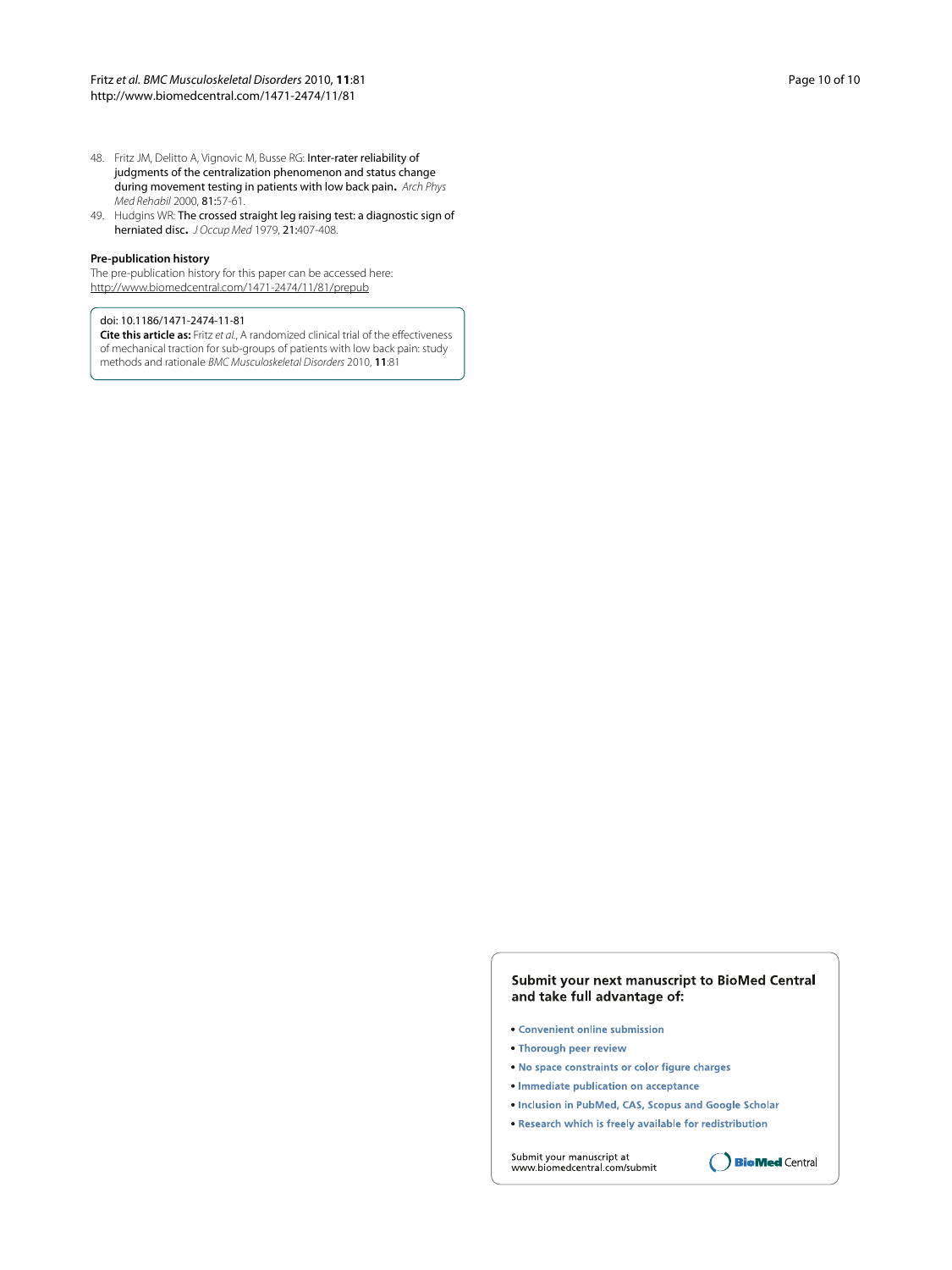48. Fritz JM, Delitto A, Vignovic M, Busse RG: **Inter-rater reliability of judgments of the centralization phenomenon and status change during movement testing in patients with low back pain.** *Arch Phys Med Rehabil* 2000, **81:**57-61.
49. Hudgins WR: **The crossed straight leg raising test: a diagnostic sign of herniated disc.** *J Occup Med* 1979, **21:**407-408.

**Pre-publication history**

The pre-publication history for this paper can be accessed here:
http://www.biomedcentral.com/1471-2474/11/81/prepub

doi: 10.1186/1471-2474-11-81

**Cite this article as:** Fritz *et al.*, A randomized clinical trial of the effectiveness of mechanical traction for sub-groups of patients with low back pain: study methods and rationale *BMC Musculoskeletal Disorders* 2010, **11**:81

**Submit your next manuscript to BioMed Central and take full advantage of:**

- **Convenient online submission**
- **Thorough peer review**
- **No space constraints or color figure charges**
- **Immediate publication on acceptance**
- **Inclusion in PubMed, CAS, Scopus and Google Scholar**
- **Research which is freely available for redistribution**

Submit your manuscript at
www.biomedcentral.com/submit

BioMed Central